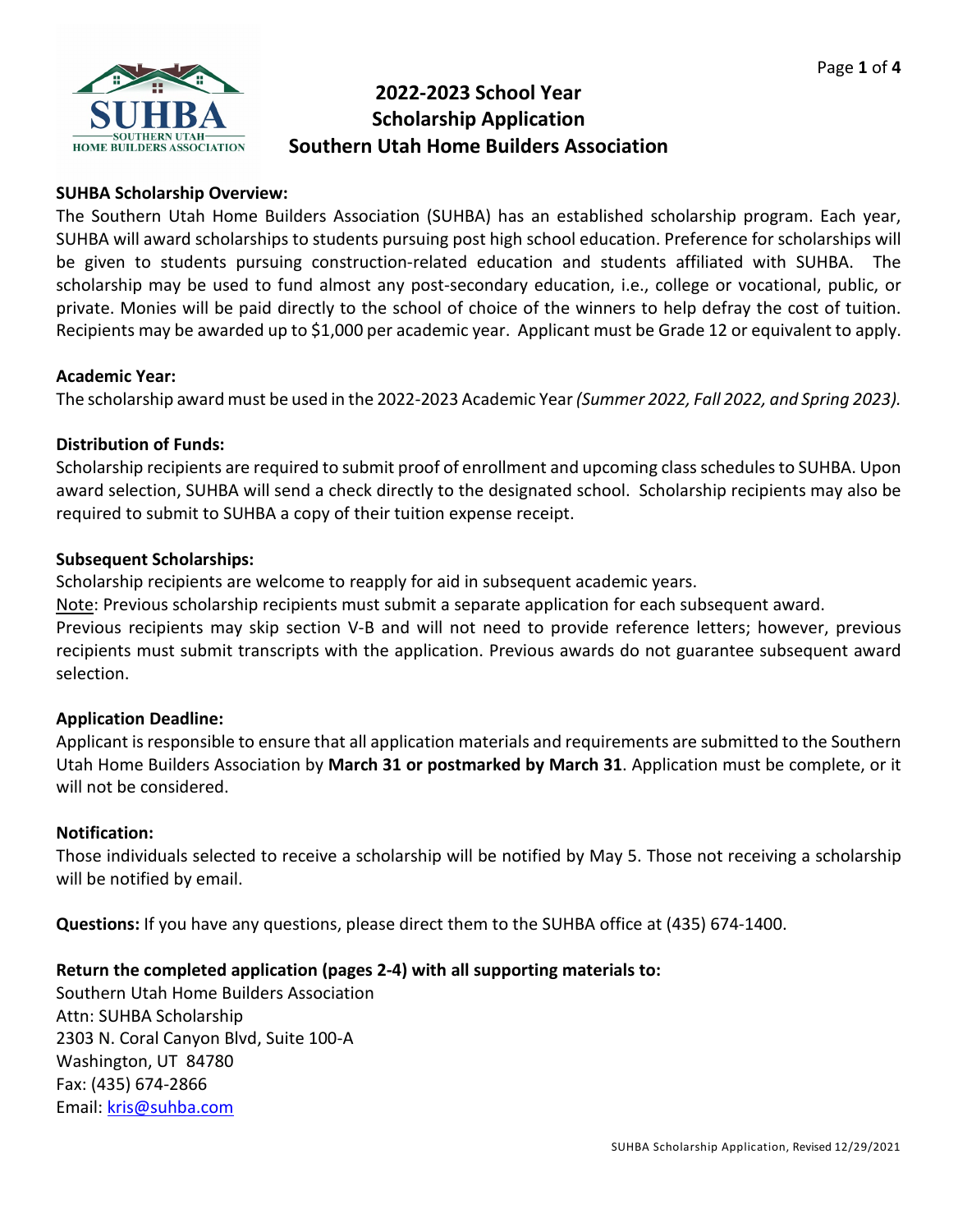# 2022-2023 School Year
# Scholarship Application
# Southern Utah Home Builders Association

**SUHBA Scholarship Overview:**
The Southern Utah Home Builders Association (SUHBA) has an established scholarship program. Each year, SUHBA will award scholarships to students pursuing post high school education. Preference for scholarships will be given to students pursuing construction-related education and students affiliated with SUHBA. The scholarship may be used to fund almost any post-secondary education, i.e., college or vocational, public, or private. Monies will be paid directly to the school of choice of the winners to help defray the cost of tuition. Recipients may be awarded up to $1,000 per academic year. Applicant must be Grade 12 or equivalent to apply.

**Academic Year:**
The scholarship award must be used in the 2022-2023 Academic Year *(Summer 2022, Fall 2022, and Spring 2023).*

**Distribution of Funds:**
Scholarship recipients are required to submit proof of enrollment and upcoming class schedules to SUHBA. Upon award selection, SUHBA will send a check directly to the designated school. Scholarship recipients may also be required to submit to SUHBA a copy of their tuition expense receipt.

**Subsequent Scholarships:**
Scholarship recipients are welcome to reapply for aid in subsequent academic years.
Note: Previous scholarship recipients must submit a separate application for each subsequent award.
Previous recipients may skip section V-B and will not need to provide reference letters; however, previous recipients must submit transcripts with the application. Previous awards do not guarantee subsequent award selection.

**Application Deadline:**
Applicant is responsible to ensure that all application materials and requirements are submitted to the Southern Utah Home Builders Association by **March 31 or postmarked by March 31**. Application must be complete, or it will not be considered.

**Notification:**
Those individuals selected to receive a scholarship will be notified by May 5. Those not receiving a scholarship will be notified by email.

**Questions:** If you have any questions, please direct them to the SUHBA office at (435) 674-1400.

**Return the completed application (pages 2-4) with all supporting materials to:**
Southern Utah Home Builders Association
Attn: SUHBA Scholarship
2303 N. Coral Canyon Blvd, Suite 100-A
Washington, UT 84780
Fax: (435) 674-2866
Email: kris@suhba.com

SUHBA Scholarship Application, Revised 12/29/2021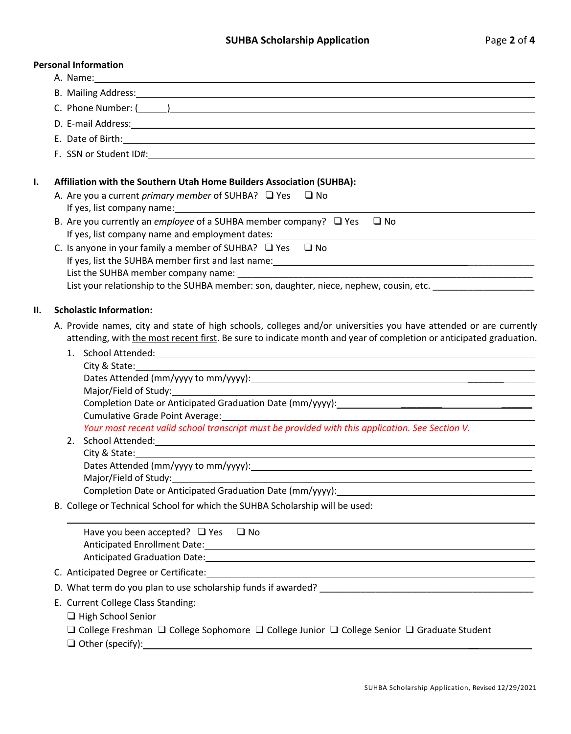**Personal Information**

A. Name: \_\_\_\_\_\_\_\_\_\_\_\_\_\_\_\_\_\_\_\_\_\_\_\_\_\_\_\_\_\_\_\_\_\_\_\_\_\_\_\_

B. Mailing Address: \_\_\_\_\_\_\_\_\_\_\_\_\_\_\_\_\_\_\_\_\_\_\_\_\_\_\_\_\_\_\_\_\_\_\_\_\_\_\_\_

C. Phone Number: (\_\_\_\_\_\_) \_\_\_\_\_\_\_\_\_\_\_\_\_\_\_\_\_\_\_\_\_\_\_\_\_\_\_\_\_\_\_\_\_\_\_\_

D. E-mail Address: \_\_\_\_\_\_\_\_\_\_\_\_\_\_\_\_\_\_\_\_\_\_\_\_\_\_\_\_\_\_\_\_\_\_\_\_\_\_\_\_

E. Date of Birth: \_\_\_\_\_\_\_\_\_\_\_\_\_\_\_\_\_\_\_\_\_\_\_\_\_\_\_\_\_\_\_\_\_\_\_\_\_\_\_\_

F. SSN or Student ID#: \_\_\_\_\_\_\_\_\_\_\_\_\_\_\_\_\_\_\_\_\_\_\_\_\_\_\_\_\_\_\_\_\_\_\_\_\_\_\_\_

**I. Affiliation with the Southern Utah Home Builders Association (SUHBA):**

A. Are you a current *primary member* of SUHBA? ❑ Yes ❑ No
If yes, list company name: \_\_\_\_\_\_\_\_\_\_\_\_\_\_\_\_\_\_\_\_\_\_\_\_\_\_\_\_\_\_\_\_\_\_\_\_

B. Are you currently an *employee* of a SUHBA member company? ❑ Yes ❑ No
If yes, list company name and employment dates: \_\_\_\_\_\_\_\_\_\_\_\_\_\_\_\_\_\_\_\_\_\_\_\_\_\_\_\_

C. Is anyone in your family a member of SUHBA? ❑ Yes ❑ No
If yes, list the SUHBA member first and last name: \_\_\_\_\_\_\_\_\_\_\_\_\_\_\_\_\_\_\_\_\_\_\_\_\_\_\_\_
List the SUHBA member company name: \_\_\_\_\_\_\_\_\_\_\_\_\_\_\_\_\_\_\_\_\_\_\_\_\_\_\_\_\_\_\_\_\_\_
List your relationship to the SUHBA member: son, daughter, niece, nephew, cousin, etc. \_\_\_\_\_\_\_\_\_\_\_\_\_\_\_\_

**II. Scholastic Information:**

A. Provide names, city and state of high schools, colleges and/or universities you have attended or are currently attending, with <u>the most recent first</u>. Be sure to indicate month and year of completion or anticipated graduation.

1. School Attended: \_\_\_\_\_\_\_\_\_\_\_\_\_\_\_\_\_\_\_\_\_\_\_\_\_\_\_\_\_\_\_\_\_\_\_\_
   City & State: \_\_\_\_\_\_\_\_\_\_\_\_\_\_\_\_\_\_\_\_\_\_\_\_\_\_\_\_\_\_\_\_\_\_\_\_
   Dates Attended (mm/yyyy to mm/yyyy): \_\_\_\_\_\_\_\_\_\_\_\_\_\_\_\_\_\_\_\_\_\_\_\_\_\_\_\_
   Major/Field of Study: \_\_\_\_\_\_\_\_\_\_\_\_\_\_\_\_\_\_\_\_\_\_\_\_\_\_\_\_\_\_\_\_\_\_\_\_
   Completion Date or Anticipated Graduation Date (mm/yyyy): \_\_\_\_\_\_\_\_\_\_\_\_\_\_\_\_\_\_\_\_
   Cumulative Grade Point Average: \_\_\_\_\_\_\_\_\_\_\_\_\_\_\_\_\_\_\_\_\_\_\_\_\_\_\_\_\_\_\_\_\_\_\_\_
   *Your most recent valid school transcript must be provided with this application. See Section V.*
2. School Attended: \_\_\_\_\_\_\_\_\_\_\_\_\_\_\_\_\_\_\_\_\_\_\_\_\_\_\_\_\_\_\_\_\_\_\_\_
   City & State: \_\_\_\_\_\_\_\_\_\_\_\_\_\_\_\_\_\_\_\_\_\_\_\_\_\_\_\_\_\_\_\_\_\_\_\_
   Dates Attended (mm/yyyy to mm/yyyy): \_\_\_\_\_\_\_\_\_\_\_\_\_\_\_\_\_\_\_\_\_\_\_\_\_\_\_\_
   Major/Field of Study: \_\_\_\_\_\_\_\_\_\_\_\_\_\_\_\_\_\_\_\_\_\_\_\_\_\_\_\_\_\_\_\_\_\_\_\_
   Completion Date or Anticipated Graduation Date (mm/yyyy): \_\_\_\_\_\_\_\_\_\_\_\_\_\_\_\_\_\_\_\_

B. College or Technical School for which the SUHBA Scholarship will be used:

\_\_\_\_\_\_\_\_\_\_\_\_\_\_\_\_\_\_\_\_\_\_\_\_\_\_\_\_\_\_\_\_\_\_\_\_\_\_\_\_\_\_\_\_\_\_\_\_\_\_

Have you been accepted? ❑ Yes ❑ No
Anticipated Enrollment Date: \_\_\_\_\_\_\_\_\_\_\_\_\_\_\_\_\_\_\_\_\_\_\_\_\_\_\_\_\_\_\_\_\_\_\_\_
Anticipated Graduation Date: \_\_\_\_\_\_\_\_\_\_\_\_\_\_\_\_\_\_\_\_\_\_\_\_\_\_\_\_\_\_\_\_\_\_\_\_

C. Anticipated Degree or Certificate: \_\_\_\_\_\_\_\_\_\_\_\_\_\_\_\_\_\_\_\_\_\_\_\_\_\_\_\_\_\_\_\_\_\_\_\_

D. What term do you plan to use scholarship funds if awarded? \_\_\_\_\_\_\_\_\_\_\_\_\_\_\_\_\_\_\_\_\_\_\_\_\_\_\_\_

E. Current College Class Standing:

❑ High School Senior
❑ College Freshman ❑ College Sophomore ❑ College Junior ❑ College Senior ❑ Graduate Student
❑ Other (specify): \_\_\_\_\_\_\_\_\_\_\_\_\_\_\_\_\_\_\_\_\_\_\_\_\_\_\_\_\_\_\_\_\_\_\_\_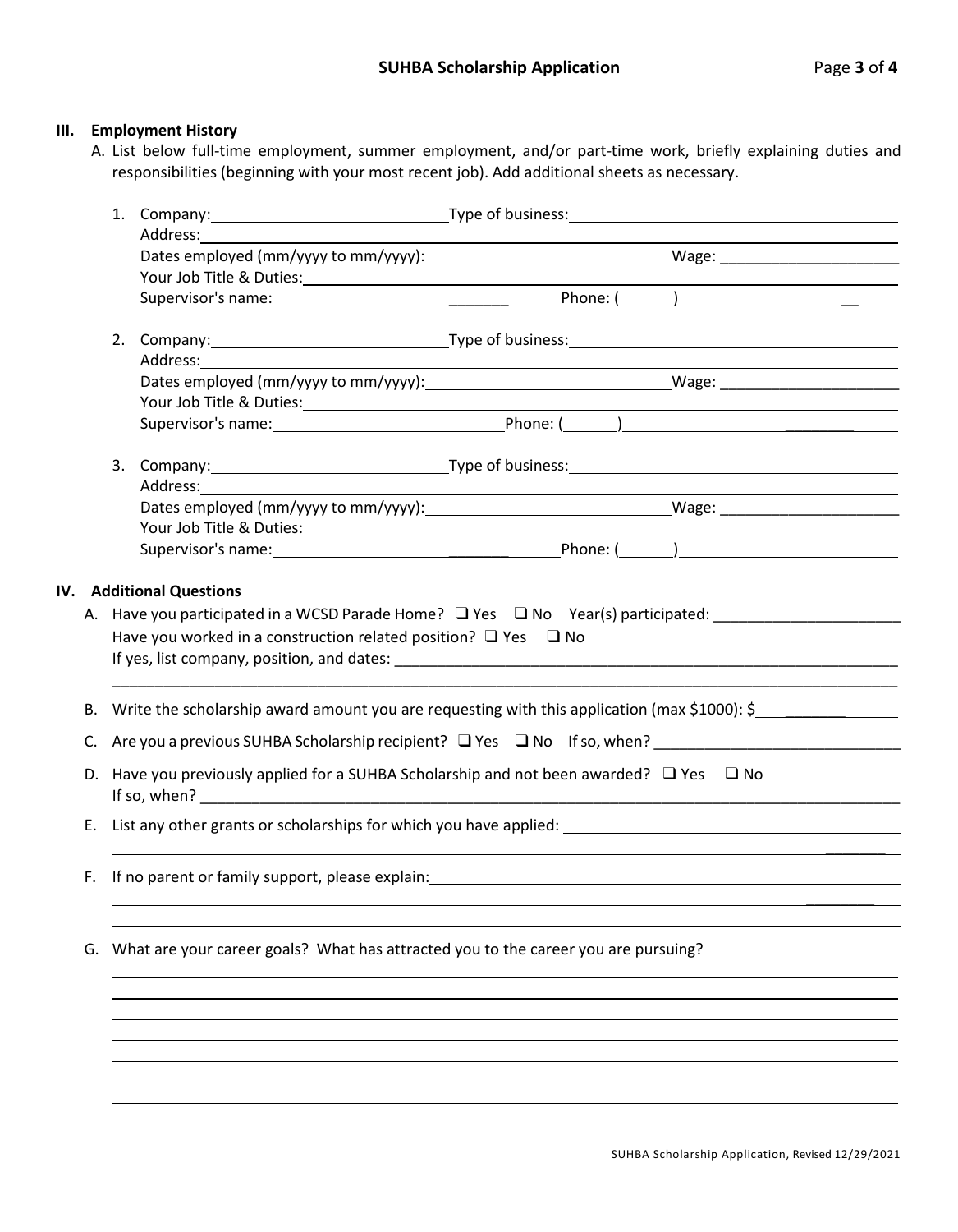## III. Employment History

A. List below full-time employment, summer employment, and/or part-time work, briefly explaining duties and responsibilities (beginning with your most recent job). Add additional sheets as necessary.

1. Company: ____________________ Type of business: ____________________
   Address: ____________________
   Dates employed (mm/yyyy to mm/yyyy): ____________________ Wage: ____________________
   Your Job Title & Duties: ____________________
   Supervisor's name: ____________________ Phone: (______) ____________________

2. Company: ____________________ Type of business: ____________________
   Address: ____________________
   Dates employed (mm/yyyy to mm/yyyy): ____________________ Wage: ____________________
   Your Job Title & Duties: ____________________
   Supervisor's name: ____________________ Phone: (______) ____________________

3. Company: ____________________ Type of business: ____________________
   Address: ____________________
   Dates employed (mm/yyyy to mm/yyyy): ____________________ Wage: ____________________
   Your Job Title & Duties: ____________________
   Supervisor's name: ____________________ Phone: (______) ____________________

## IV. Additional Questions

A. Have you participated in a WCSD Parade Home? ❑ Yes ❑ No Year(s) participated: ____________________
   Have you worked in a construction related position? ❑ Yes ❑ No
   If yes, list company, position, and dates: ____________________

B. Write the scholarship award amount you are requesting with this application (max $1000): $__________

C. Are you a previous SUHBA Scholarship recipient? ❑ Yes ❑ No If so, when? ____________________

D. Have you previously applied for a SUHBA Scholarship and not been awarded? ❑ Yes ❑ No
   If so, when? ____________________

E. List any other grants or scholarships for which you have applied: ____________________

F. If no parent or family support, please explain: ____________________

G. What are your career goals? What has attracted you to the career you are pursuing?

SUHBA Scholarship Application, Revised 12/29/2021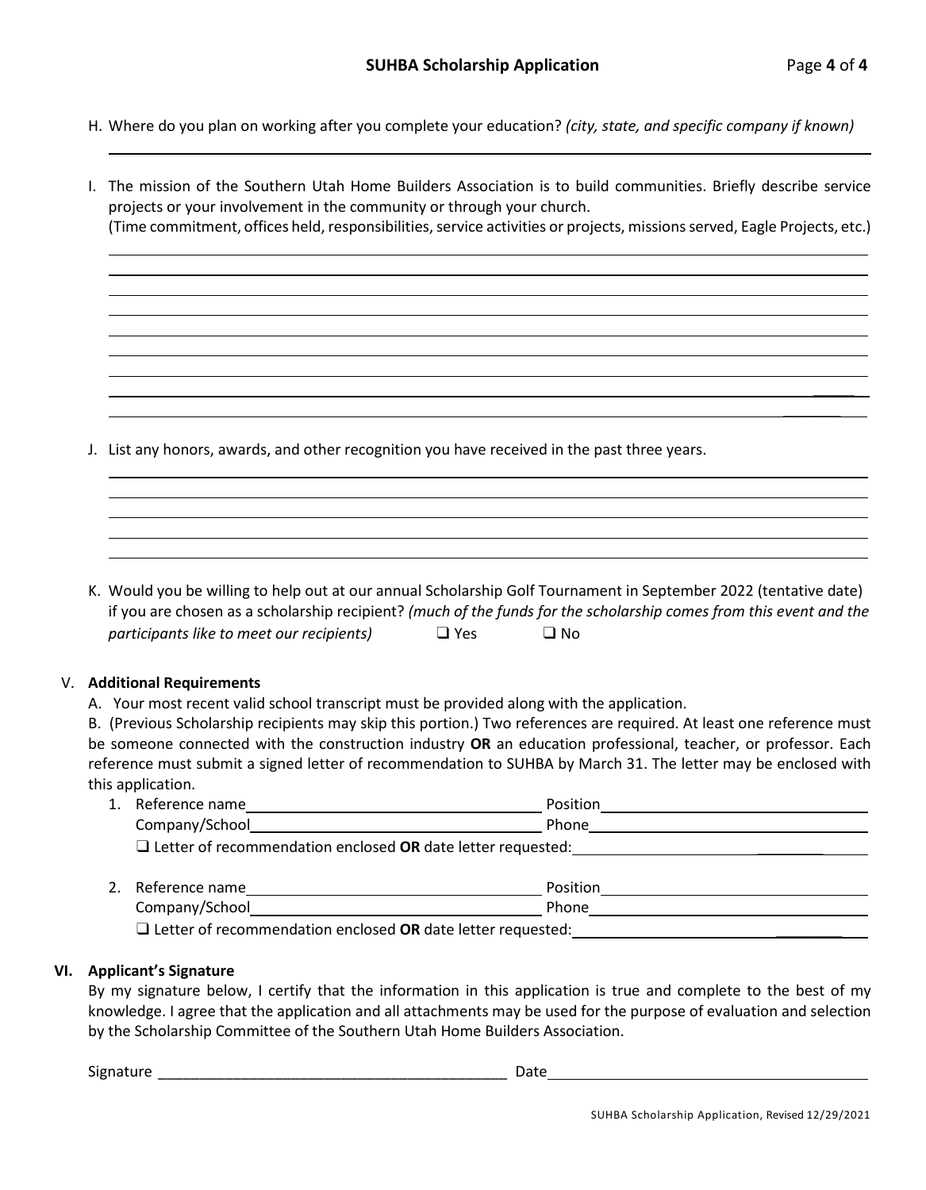H. Where do you plan on working after you complete your education? *(city, state, and specific company if known)*

I. The mission of the Southern Utah Home Builders Association is to build communities. Briefly describe service projects or your involvement in the community or through your church.
(Time commitment, offices held, responsibilities, service activities or projects, missions served, Eagle Projects, etc.)

J. List any honors, awards, and other recognition you have received in the past three years.

K. Would you be willing to help out at our annual Scholarship Golf Tournament in September 2022 (tentative date) if you are chosen as a scholarship recipient? *(much of the funds for the scholarship comes from this event and the participants like to meet our recipients)* ❑ Yes ❑ No

## V. Additional Requirements

A. Your most recent valid school transcript must be provided along with the application.

B. (Previous Scholarship recipients may skip this portion.) Two references are required. At least one reference must be someone connected with the construction industry **OR** an education professional, teacher, or professor. Each reference must submit a signed letter of recommendation to SUHBA by March 31. The letter may be enclosed with this application.

1. Reference name ______________________ Position ______________________
   Company/School ______________________ Phone ______________________
   ❑ Letter of recommendation enclosed **OR** date letter requested: ______________________

2. Reference name ______________________ Position ______________________
   Company/School ______________________ Phone ______________________
   ❑ Letter of recommendation enclosed **OR** date letter requested: ______________________

## VI. Applicant's Signature

By my signature below, I certify that the information in this application is true and complete to the best of my knowledge. I agree that the application and all attachments may be used for the purpose of evaluation and selection by the Scholarship Committee of the Southern Utah Home Builders Association.

Signature ____________________________________________ Date ______________________

SUHBA Scholarship Application, Revised 12/29/2021